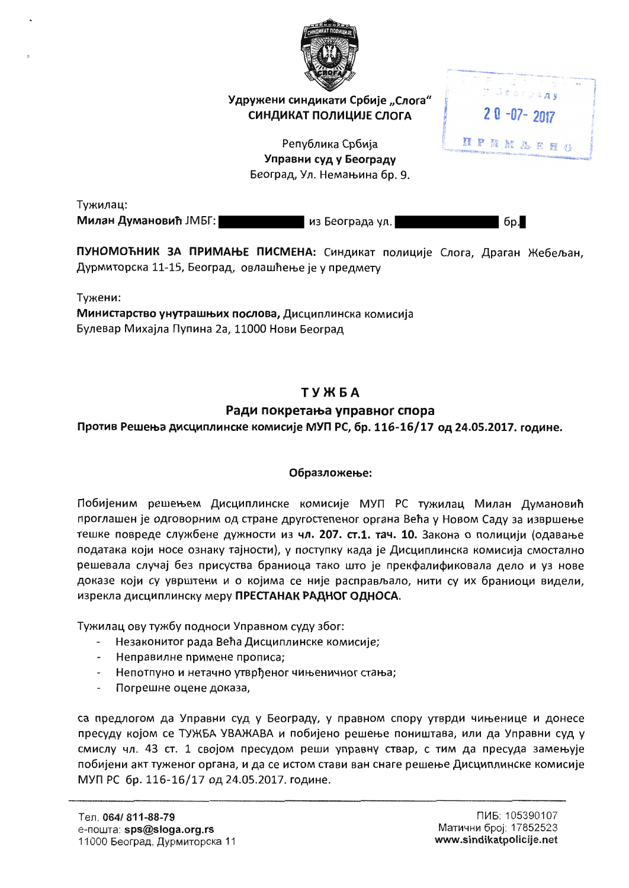Удружени синдикати Србије „Слога"
**СИНДИКАТ ПОЛИЦИЈЕ СЛОГА**

У Београду
20 -07- 2017
ПРИМЉЕНО

Република Србија
**Управни суд у Београду**
Београд, Ул. Немањина бр. 9.

Тужилац:
**Милан Думановић** ЈМБГ: ███████ из Београда ул. ███████ бр.█

**ПУНОМОЋНИК ЗА ПРИМАЊЕ ПИСМЕНА:** Синдикат полиције Слога, Драган Жебељан, Дурмиторска 11-15, Београд, овлашћење је у предмету

Тужени:
**Министарство унутрашњих послова,** Дисциплинска комисија
Булевар Михајла Пупина 2а, 11000 Нови Београд

# ТУЖБА

## Ради покретања управног спора

**Против Решења дисциплинске комисије МУП РС, бр. 116-16/17 од 24.05.2017. године.**

**Образложење:**

Побијеним решењем Дисциплинске комисије МУП РС тужилац Милан Думановић проглашен је одговорним од стране другостепеног органа Већа у Новом Саду за извршење тешке повреде службене дужности из **чл. 207. ст.1. тач. 10.** Закона о полицији (одавање података који носе ознаку тајности), у поступку када је Дисциплинска комисија смостално решавала случај без присуства браниоца тако што је прекфалификовала дело и уз нове доказе који су уврштени и о којима се није расправљало, нити су их браниоци видели, изрекла дисциплинску меру **ПРЕСТАНАК РАДНОГ ОДНОСА**.

Тужилац ову тужбу подноси Управном суду због:

- Незаконитог рада Већа Дисциплинске комисије;
- Неправилне примене прописа;
- Непотпуно и нетачно утврђеног чињеничног стања;
- Погрешне оцене доказа,

са предлогом да Управни суд у Београду, у правном спору утврди чињенице и донесе пресуду којом се ТУЖБА УВАЖАВА и побијено решење поништава, или да Управни суд у смислу чл. 43 ст. 1 својом пресудом реши управну ствар, с тим да пресуда замењује побијени акт туженог органа, и да се истом стави ван снаге решење Дисциплинске комисије МУП РС бр. 116-16/17 од 24.05.2017. године.

Тел. 064/ 811-88-79
е-пошта: sps@sloga.org.rs
11000 Београд, Дурмиторска 11

ПИБ: 105390107
Матични број: 17852523
www.sindikatpolicije.net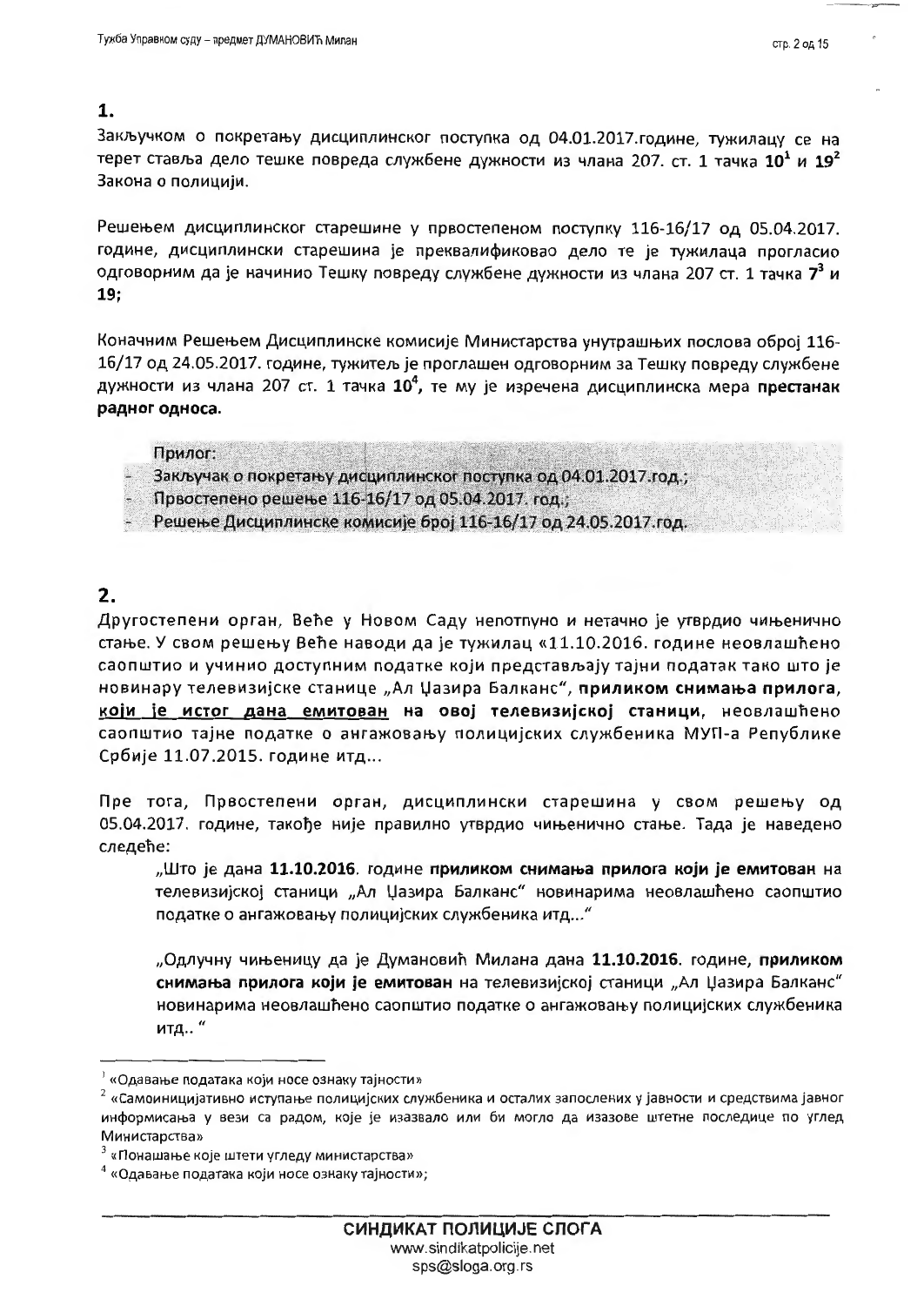## 1.

Закључком о покретању дисциплинског поступка од 04.01.2017.године, тужилацу се на терет ставља дело тешке повреда службене дужности из члана 207. ст. 1 тачка **10**[1] и **19**[2] Закона о полицији.

Решењем дисциплинског старешине у првостепеном поступку 116-16/17 од 05.04.2017. године, дисциплински старешина је преквалификовао дело те је тужилаца прогласио одговорним да је начинио Тешку повреду службене дужности из члана 207 ст. 1 тачка **7**[3] и **19;**

Коначним Решењем Дисциплинске комисије Министарства унутрашњих послова обрoј 116-16/17 од 24.05.2017. године, тужитељ је проглашен одговорним за Тешку повреду службене дужности из члана 207 ст. 1 тачка **10**[4], те му је изречена дисциплинска мера **престанак радног односа.**

**Прилог:**

- Закључак о покретању дисциплинског поступка од 04.01.2017.год.;
- Првостепено решење 116-16/17 од 05.04.2017. год.;
- Решење Дисциплинске комисије број 116-16/17 од 24.05.2017.год.

## 2.

Другостепени орган, Веће у Новом Саду непотпуно и нетачно је утврдио чињенично стање. У свом решењу Веће наводи да је тужилац «11.10.2016. године неовлашћено саопштио и учинио доступним податке који представљају тајни податак тако што је новинару телевизијске станице „Ал Џазира Балканс", **приликом снимања прилога, који је истог дана емитован на овој телевизијској станици,** неовлашћено саопштио тајне податке о ангажовању полицијских службеника МУП-а Републике Србије 11.07.2015. године итд...

Пре тога, Првостепени орган, дисциплински старешина у свом решењу од 05.04.2017. године, такође није правилно утврдио чињенично стање. Тада је наведено следеће:

> „Што је дана **11.10.2016**. године **приликом снимања прилога који је емитован** на телевизијској станици „Ал Џазира Балканс" новинарима неовлашћено саопштио податке о ангажовању полицијских службеника итд..."
>
> „Одлучну чињеницу да је Думановић Милана дана **11.10.2016.** године, **приликом снимања прилога који је емитован** на телевизијској станици „Ал Џазира Балканс" новинарима неовлашћено саопштио податке о ангажовању полицијских службеника итд.. "

---

[1] «Одавање података који носе ознаку тајности»

[2] «Самоиницијативно иступање полицијских службеника и осталих запослених у јавности и средствима јавног информисања у вези са радом, које је изазвало или би могло да изазове штетне последице по углед Министарства»

[3] «Понашање које штети угледу министарства»

[4] «Одавање података који носе ознаку тајности»;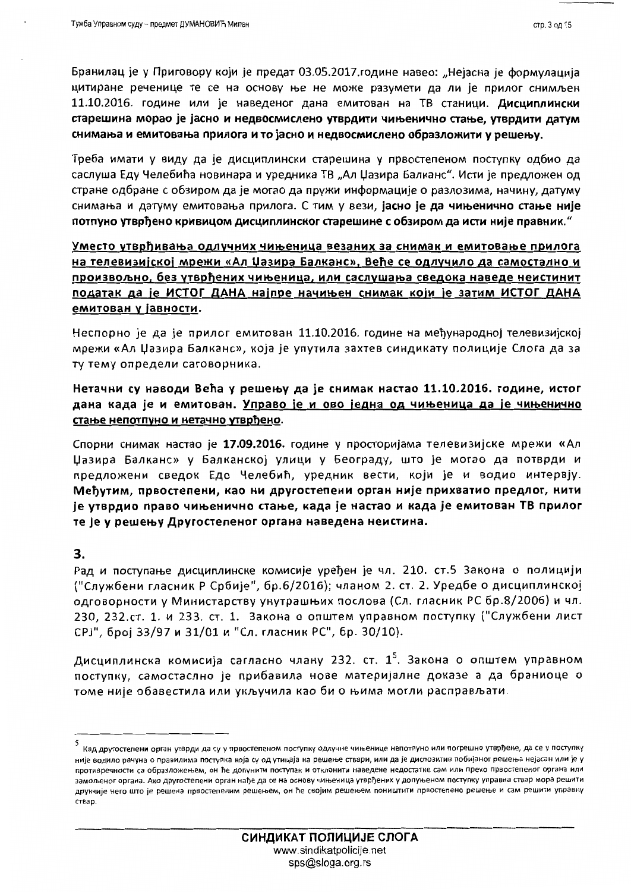Бранилац је у Приговору који је предат 03.05.2017.године навео: „Нејасна је формулација цитиране реченице те се на основу ње не може разумети да ли је прилог снимљен 11.10.2016. године или је наведеног дана емитован на ТВ станици. **Дисциплински старешина морао је јасно и недвосмислено утврдити чињенично стање, утврдити датум снимања и емитовања прилога и то јасно и недвосмислено образложити у решењу.**

Треба имати у виду да је дисциплински старешина у првостепеном поступку одбио да саслуша Еду Челебића новинара и уредника ТВ „Ал Џазира Балканс“. Исти је предложен од стране одбране с обзиром да је могао да пружи информације о разлозима, начину, датуму снимања и датуму емитовања прилога. С тим у вези, **јасно је да чињенично стање није потпуно утврђено кривицом дисциплинског старешине с обзиром да исти није правник.**“

**<u>Уместо утврђивања одлучних чињеница везаних за снимак и емитовање прилога на телевизијској мрежи «Ал Џазира Балканс», Веће се одлучило да самостално и произвољно, без утврђених чињеница, или саслушања сведока наведе неистинит податак да је ИСТОГ ДАНА најпре начињен снимак који је затим ИСТОГ ДАНА емитован у јавности.</u>**

Неспорно је да је прилог емитован 11.10.2016. године на међународној телевизијској мрежи «Ал Џазира Балканс», која је упутила захтев синдикату полиције Слога да за ту тему определи саговорника.

**Нетачни су наводи Већа у решењу да је снимак настао 11.10.2016. године, истог дана када је и емитован. <u>Управо је и ово једна од чињеница да је чињенично стање непотпуно и нетачно утврђено</u>.**

Спорни снимак настао је **17.09.2016.** године у просторијама телевизијске мреже «Ал Џазира Балканс» у Балканској улици у Београду, што је могао да потврди и предложени сведок Едо Челебић, уредник вести, који је и водио интервју. **Међутим, првостепени, као ни другостепени орган није прихватио предлог, нити је утврдио право чињенично стање, када је настао и када је емитован ТВ прилог те је у решењу Другостепеног органа наведена неистина.**

## 3.

Рад и поступање дисциплинске комисије уређен је чл. 210. ст.5 Закона о полицији ("Службени гласник Р Србије", бр.6/2016); чланом 2. ст. 2. Уредбе о дисциплинској одговорности у Министарству унутрашњих послова (Сл. гласник РС бр.8/2006) и чл. 230, 232.ст. 1. и 233. ст. 1. Закона о општем управном поступку ("Службени лист СРЈ", број 33/97 и 31/01 и "Сл. гласник РС", бр. 30/10).

Дисциплинска комисија сагласно члану 232. ст. 1[5]. Закона о општем управном поступку, самостаслно је прибавила нове материјалне доказе а да браниоце о томе није обавестила или укључила као би о њима могли расправљати.

---

[5] Кад другостепени орган утврди да су у првостепеном поступку одлучне чињенице непотпуно или погрешно утврђене, да се у поступку није водило рачуна о правилима поступка која су од утицаја на решење ствари, или да је диспозитив побијаног решења нејасан или је у противречности са образложењем, он ће допунити поступак и отклонити наведене недостатке сам или преко првостепеног органа или замољеног органа. Ако другостепени орган нађе да се на основу чињеница утврђених у допуњеном поступку управна ствар мора решити друкчије него што је решена првостепеним решењем, он ће својим решењем поништити првостепено решење и сам решити управну ствар.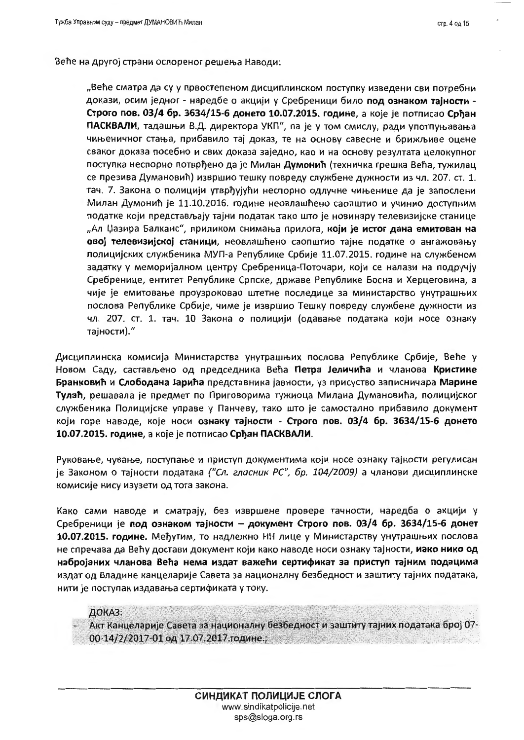Веће на другој страни оспореног решења Наводи:

> „Веће сматра да су у првостепеном дисциплинском поступку изведени сви потребни докази, осим једног - наредбе о акцији у Сребреници било **под ознаком тајности - Строго пов. 03/4 бр. 3634/15-6 донето 10.07.2015. године**, а које је потписао **Срђан ПАСКВАЛИ**, тадашњи В.Д. директора УКП", па је у том смислу, ради употпуњавања чињеничног стања, прибавило тај доказ, те на основу савесне и брижљиве оцене сваког доказа посебно и свих доказа заједно, као и на основу резултата целокупног поступка неспорно потврђено да је Милан **Думонић** (техничка грешка Већа, тужилац се презива Думановић) извршио тешку повреду службене дужности из чл. 207. ст. 1. тач. 7. Закона о полицији утврђујући неспорно одлучне чињенице да је запослени Милан Думонић је 11.10.2016. године неовлашћено саопштио и учинио доступним податке који представљају тајни податак тако што је новинару телевизијске станице „Ал Џазира Балканс", приликом снимања прилога, **који је истог дана емитован на овој телевизијској станици**, неовлашћено саопштио тајне податке о ангажовању полицијских службеника МУП-а Републике Србије 11.07.2015. године на службеном задатку у меморијалном центру Сребреница-Поточари, који се налази на подручју Сребренице, ентитет Републике Српске, државе Републике Босна и Херцеговина, а чије је емитовање проузроковао штетне последице за министарство унутрашњих послова Републике Србије, чиме је извршио Тешку повреду службене дужности из чл. 207. ст. 1. тач. 10 Закона о полицији (одавање података који носе ознаку тајности)."

Дисциплинска комисија Министарства унутрашњих послова Републике Србије, Веће у Новом Саду, састављено од председника Већа **Петра Јеличића** и чланова **Кристине Бранковић** и **Слободана Јарића** представника јавности, уз присуство записничара **Марине Тулаћ**, решавала је предмет по Приговорима тужиоца Милана Думановића, полицијског службеника Полицијске управе у Панчеву, тако што је самостално прибавило документ који горе наводе, које носи **ознаку тајности - Строго пов. 03/4 бр. 3634/15-6 донето 10.07.2015. године**, а које је потписао **Срђан ПАСКВАЛИ**.

Руковање, чување, поступање и приступ документима који носе ознаку тајности регулисан је Законом о тајности података *("Сл. гласник РС", бр. 104/2009)* а чланови дисциплинске комисије нису изузети од тога закона.

Како сами наводе и сматрају, без извршене провере тачности, наредба о акцији у Сребреници је **под ознаком тајности – документ Строго пов. 03/4 бр. 3634/15-6 донет 10.07.2015. године.** Међутим, то надлежно НН лице у Министарству унутрашњих послова не спречава да Већу достави документ који како наводе носи ознаку тајности, **иако нико од набројаних чланова Већа нема издат важећи сертификат за приступ тајним подацима** издат од Владине канцеларије Савета за националну безбедност и заштиту тајних података, нити је поступак издавања сертификата у току.

ДОКАЗ:

- Акт Канцеларије Савета за националну безбедност и заштиту тајних података број 07-00-14/2/2017-01 од 17.07.2017.године.;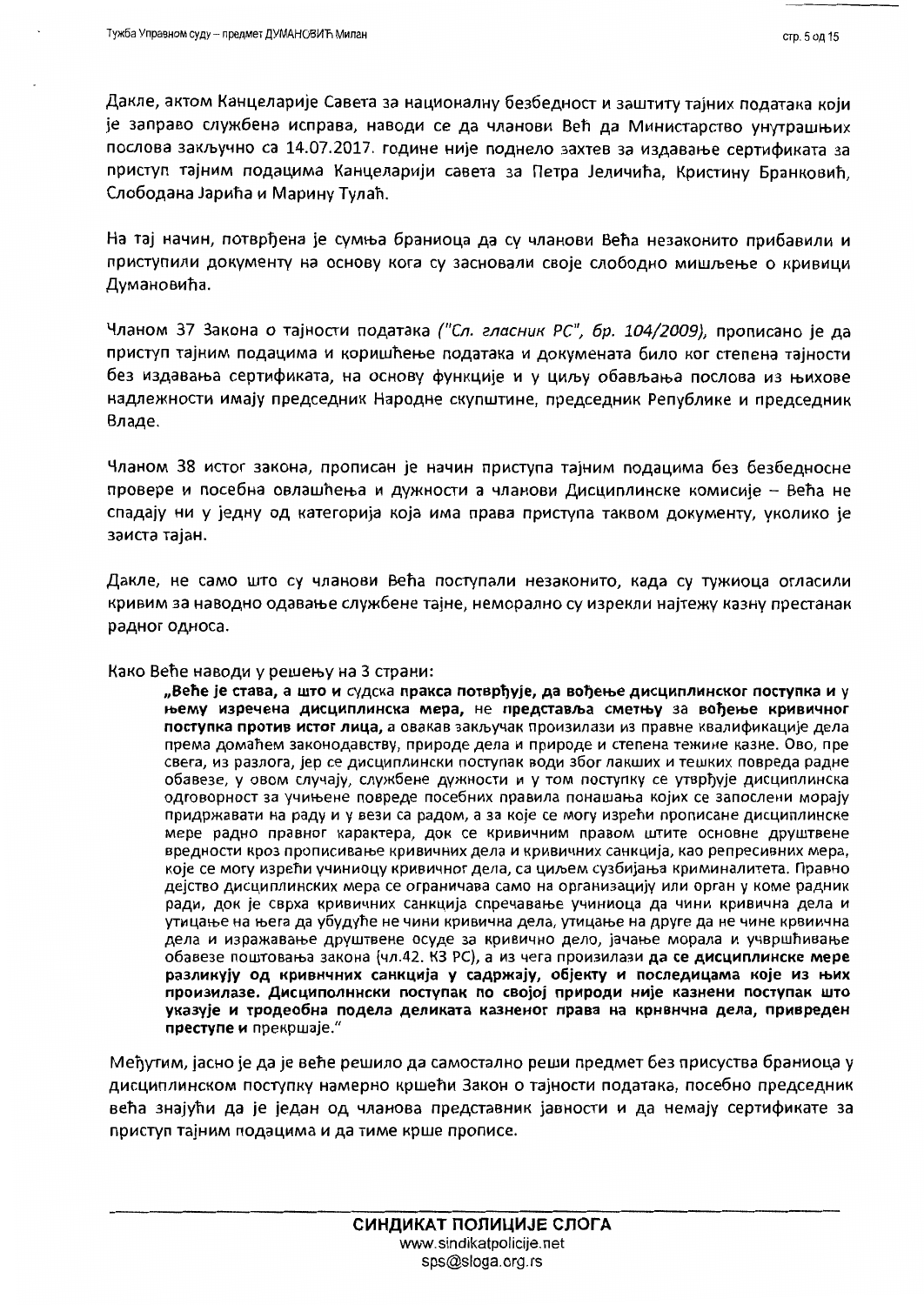Дакле, актом Канцеларије Савета за националну безбедност и заштиту тајних података који је заправо службена исправа, наводи се да чланови Већ да Министарство унутрашњих послова закључно са 14.07.2017. године није поднело захтев за издавање сертификата за приступ тајним подацима Канцеларији савета за Петра Јеличића, Кристину Бранковић, Слободана Јарића и Марину Тулаћ.

На тај начин, потврђена је сумња браниоца да су чланови Већа незаконито прибавили и приступили документу на основу кога су засновали своје слободно мишљење о кривици Думановића.

Чланом 37 Закона о тајности података *("Сл. гласник РС", бр. 104/2009)*, прописано је да приступ тајним подацима и коришћење података и докумената било ког степена тајности без издавања сертификата, на основу функције и у циљу обављања послова из њихове надлежности имају председник Народне скупштине, председник Републике и председник Владе.

Чланом 38 истог закона, прописан је начин приступа тајним подацима без безбедносне провере и посебна овлашћења и дужности а чланови Дисциплинске комисије – Већа не спадају ни у једну од категорија која има права приступа таквом документу, уколико је заиста тајан.

Дакле, не само што су чланови Већа поступали незаконито, када су тужиоца огласили кривим за наводно одавање службене тајне, неморално су изрекли најтежу казну престанак радног односа.

Како Веће наводи у решењу на 3 страни:

> **„Веће је става, а што и** судска **пракса потврђује, да вођење дисциплинског поступка и** у **њему изречена дисциплинска мера,** не **представља сметњу** за **вођење кривичног поступка против истог лица,** а овакав закључак произилази из правне квалификације дела према домаћем законодавству, природе дела и природе и степена тежине казне. Ово, пре свега, из разлога, јер се дисциплински поступак води због лакших и тешких повреда радне обавезе, у овом случају, службене дужности и у том поступку се утврђује дисциплинска одговорност за учињене повреде посебних правила понашања којих се запослени морају придржавати на раду и у вези са радом, а за које се могу изрећи прописане дисциплинске мере радно правног карактера, док се кривичним правом штите основне друштвене вредности кроз прописивање кривичних дела и кривичних санкција, као репресивних мера, које се могу изрећи учиниоцу кривичног дела, са циљем сузбијања криминалитета. Правно дејство дисциплинских мера се ограничава само на организацију или орган у коме радник ради, док је сврха кривичних санкција спречавање учиниоца да чини кривична дела и утицање на њега да убудуће не чини кривична дела, утицање на друге да не чине крвична дела и изражавање друштвене осуде за кривично дело, јачање морала и учвршћивање обавезе поштовања закона (чл.42. КЗ РС), а из чега произилази **да се дисциплинске мере разликују од кривичних санкција у садржају, објекту и последицама које из њих произилазе. Дисциполннски поступак по својој природи није казнени поступак што указује и тродеобна подела деликата казненог права на крнвнчна дела, привреден преступе и** прекршаје."

Међутим, јасно је да је веће решило да самостално реши предмет без присуства браниоца у дисциплинском поступку намерно кршећи Закон о тајности података, посебно председник већа знајући да је један од чланова представник јавности и да немају сертификате за приступ тајним подацима и да тиме крше прописе.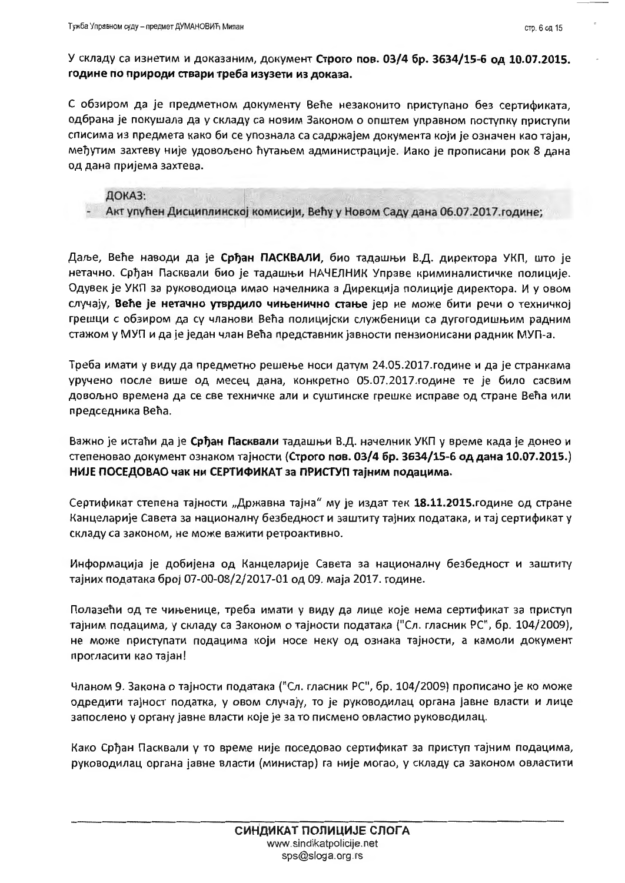У складу са изнетим и доказаним, документ **Строго пов. 03/4 бр. 3634/15-6 од 10.07.2015. године по природи ствари треба изузети из доказа.**

С обзиром да је предметном документу Веће незаконито приступано без сертификата, одбрана је покушала да у складу са новим Законом о општем управном поступку приступи списима из предмета како би се упознала са садржајем документа који је означен као тајан, међутим захтеву није удовољено ћутањем администрације. Иако је прописани рок 8 дана од дана пријема захтева.

ДОКАЗ:
- Акт упућен Дисциплинској комисији, Већу у Новом Саду дана 06.07.2017.године;

Даље, Веће наводи да је **Срђан ПАСКВАЛИ**, био тадашњи В.Д. директора УКП, што је нетачно. Срђан Пасквали био је тадашњи НАЧЕЛНИК Управе криминалистичке полиције. Одувек је УКП за руководиоца имао начелника а Дирекција полиције директора. И у овом случају, **Веће је нетачно утврдило чињенично стање** јер не може бити речи о техничкој грешци с обзиром да су чланови Већа полицијски службеници са дугогодишњим радним стажом у МУП и да је један члан Већа представник јавности пензионисани радник МУП-а.

Треба имати у виду да предметно решење носи датум 24.05.2017.године и да је странкама уручено после више од месец дана, конкретно 05.07.2017.године те је било сасвим довољно времена да се све техничке али и суштинске грешке исправе од стране Већа или председника Већа.

Важно је истаћи да је **Срђан Пасквали** тадашњи В.Д. начелник УКП у време када је донео и степеновао документ ознаком тајности (**Строго пов. 03/4 бр. 3634/15-6 од дана 10.07.2015.**) **НИЈЕ ПОСЕДОВАО чак ни СЕРТИФИКАТ за ПРИСТУП тајним подацима.**

Сертификат степена тајности „Државна тајна" му је издат тек **18.11.2015.**године од стране Канцеларије Савета за националну безбедност и заштиту тајних података, и тај сертификат у складу са законом, не може важити ретроактивно.

Информација је добијена од Канцеларије Савета за националну безбедност и заштиту тајних података број 07-00-08/2/2017-01 од 09. маја 2017. године.

Полазећи од те чињенице, треба имати у виду да лице које нема сертификат за приступ тајним подацима, у складу са Законом о тајности података ("Сл. гласник РС", бр. 104/2009), не може приступати подацима који носе неку од ознака тајности, а камоли документ прогласити као тајан!

Чланом 9. Закона о тајности података ("Сл. гласник РС", бр. 104/2009) прописано је ко може одредити тајност податка, у овом случају, то је руководилац органа јавне власти и лице запослено у органу јавне власти које је за то писмено овластио руководилац.

Како Срђан Пасквали у то време није поседовао сертификат за приступ тајним подацима, руководилац органа јавне власти (министар) га није могао, у складу са законом овластити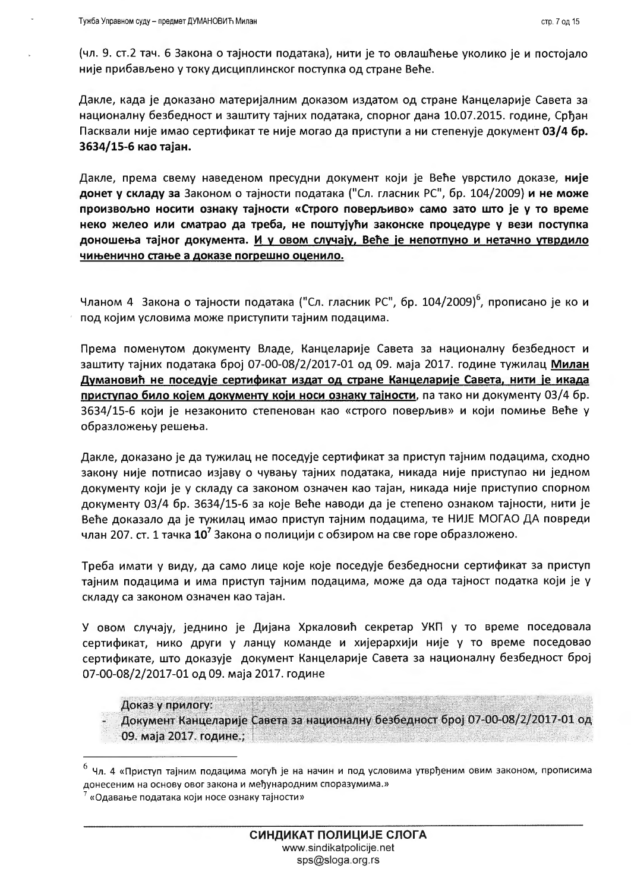(чл. 9. ст.2 тач. 6 Закона о тајности података), нити је то овлашћење уколико је и постојало није прибављено у току дисциплинског поступка од стране Веће.

Дакле, када је доказано материјалним доказом издатом од стране Канцеларије Савета за националну безбедност и заштиту тајних података, спорног дана 10.07.2015. године, Срђан Пасквали није имао сертификат те није могао да приступи а ни степенује документ **03/4 бр. 3634/15-6 као тајан.**

Дакле, према свему наведеном пресудни документ који је Веће уврстило доказе, **није донет у складу за** Законом о тајности података ("Сл. гласник РС", бр. 104/2009) **и не може произвољно носити ознаку тајности «Строго поверљиво» само зато што је у то време неко желео или сматрао да треба, не поштујући законске процедуре у вези поступка доношења тајног документа. <u>И у овом случају, Веће је непотпуно и нетачно утврдило чињенично стање а доказе погрешно оценило.</u>**

Чланом 4 Закона о тајности података ("Сл. гласник РС", бр. 104/2009)[6], прописано је ко и под којим условима може приступити тајним подацима.

Према поменутом документу Владе, Канцеларије Савета за националну безбедност и заштиту тајних података број 07-00-08/2/2017-01 од 09. маја 2017. године тужилац **<u>Милан Думановић не поседује сертификат издат од стране Канцеларије Савета, нити је икада приступао било којем документу који носи ознаку тајности</u>**, па тако ни документу 03/4 бр. 3634/15-6 који је незаконито степенован као «строго поверљив» и који помиње Веће у образложењу решења.

Дакле, доказано је да тужилац не поседује сертификат за приступ тајним подацима, сходно закону није потписао изјаву о чувању тајних података, никада није приступао ни једном документу који је у складу са законом означен као тајан, никада није приступио спорном документу 03/4 бр. 3634/15-6 за које Веће наводи да је степено ознаком тајности, нити је Веће доказало да је тужилац имао приступ тајним подацима, те НИЈЕ МОГАО ДА повреди члан 207. ст. 1 тачка **10**[7] Закона о полицији с обзиром на све горе образложено.

Треба имати у виду, да само лице које поседује безбедносни сертификат за приступ тајним подацима и има приступ тајним подацима, може да ода тајност податка који је у складу са законом означен као тајан.

У овом случају, једнино је Дијана Хркаловић секретар УКП у то време поседовала сертификат, нико други у ланцу команде и хијерархији није у то време поседовао сертификате, што доказује документ Канцеларије Савета за националну безбедност број 07-00-08/2/2017-01 од 09. маја 2017. године

Доказ у прилогу:
- Документ Канцеларије Савета за националну безбедност број 07-00-08/2/2017-01 од 09. маја 2017. године.;

---

[6] Чл. 4 «Приступ тајним подацима могућ је на начин и под условима утврђеним овим законом, прописима донесеним на основу овог закона и међународним споразумима.»

[7] «Одавање података који носе ознаку тајности»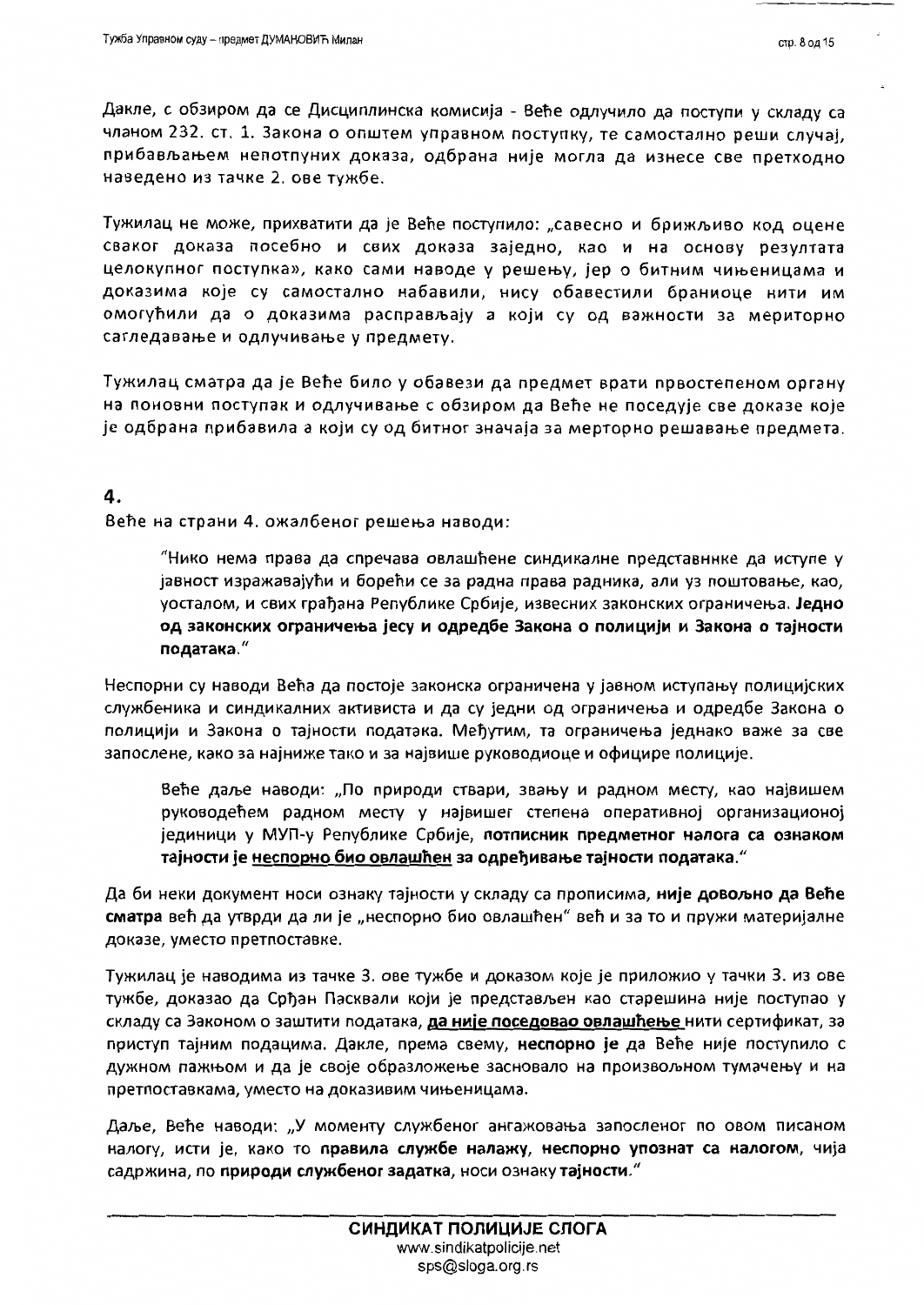Дакле, с обзиром да се Дисциплинска комисија - Веће одлучило да поступи у складу са чланом 232. ст. 1. Закона о општем управном поступку, те самостално реши случај, прибављањем непотпуних доказа, одбрана није могла да изнесе све претходно наведено из тачке 2. ове тужбе.

Тужилац не може, прихватити да је Веће поступило: „савесно и брижљиво код оцене сваког доказа посебно и свих доказа заједно, као и на основу резултата целокупног поступка», како сами наводе у решењу, јер о битним чињеницама и доказима које су самостално набавили, нису обавестили браниоце нити им омогућили да о доказима расправљају а који су од важности за мериторно сагледавање и одлучивање у предмету.

Тужилац сматра да је Веће било у обавези да предмет врати првостепеном органу на поновни поступак и одлучивање с обзиром да Веће не поседује све доказе које је одбрана прибавила а који су од битног значаја за мерторно решавање предмета.

**4.**

Веће на страни 4. ожалбеног решења наводи:

> "Нико нема права да спречава овлашћене синдикалне представнике да иступе у јавност изражавајући и борећи се за радна права радника, али уз поштовање, као, уосталом, и свих грађана Републике Србије, извесних законских ограничења. **Једно од законских ограничења јесу и одредбе Закона о полицији и Закона о тајности података.**"

Неспорни су наводи Већа да постоје законска ограничена у јавном иступању полицијских службеника и синдикалних активиста и да су једни од ограничења и одредбе Закона о полицији и Закона о тајности података. Међутим, та ограничења једнако важе за све запослене, како за најниже тако и за највише руководиоце и официре полиције.

> Веће даље наводи: „По природи ствари, звању и радном месту, као највишем руководећем радном месту у највишег степена оперативној организационој јединици у МУП-у Републике Србије, **потписник предметног налога са ознаком тајности је неспорно био овлашћен за одређивање тајности података**."

Да би неки документ носи ознаку тајности у складу са прописима, **није довољно да Веће сматра** већ да утврди да ли је „неспорно био овлашћен" већ и за то и пружи материјалне доказе, уместо претпоставке.

Тужилац је наводима из тачке 3. ове тужбе и доказом које је приложио у тачки 3. из ове тужбе, доказао да Срђан Пасквали који је представљен као старешина није поступао у складу са Законом о заштити података, **да није поседовао овлашћење** нити сертификат, за приступ тајним подацима. Дакле, према свему, **неспорно је** да Веће није поступило с дужном пажњом и да је своје образложење засновало на произвољном тумачењу и на претпоставкама, уместо на доказивим чињеницама.

Даље, Веће наводи: „У моменту службеног ангажовања запосленог по овом писаном налогу, исти је, како то **правила службе налажу**, **неспорно упознат са налогом**, чија садржина, по **природи службеног задатка**, носи ознаку **тајности**."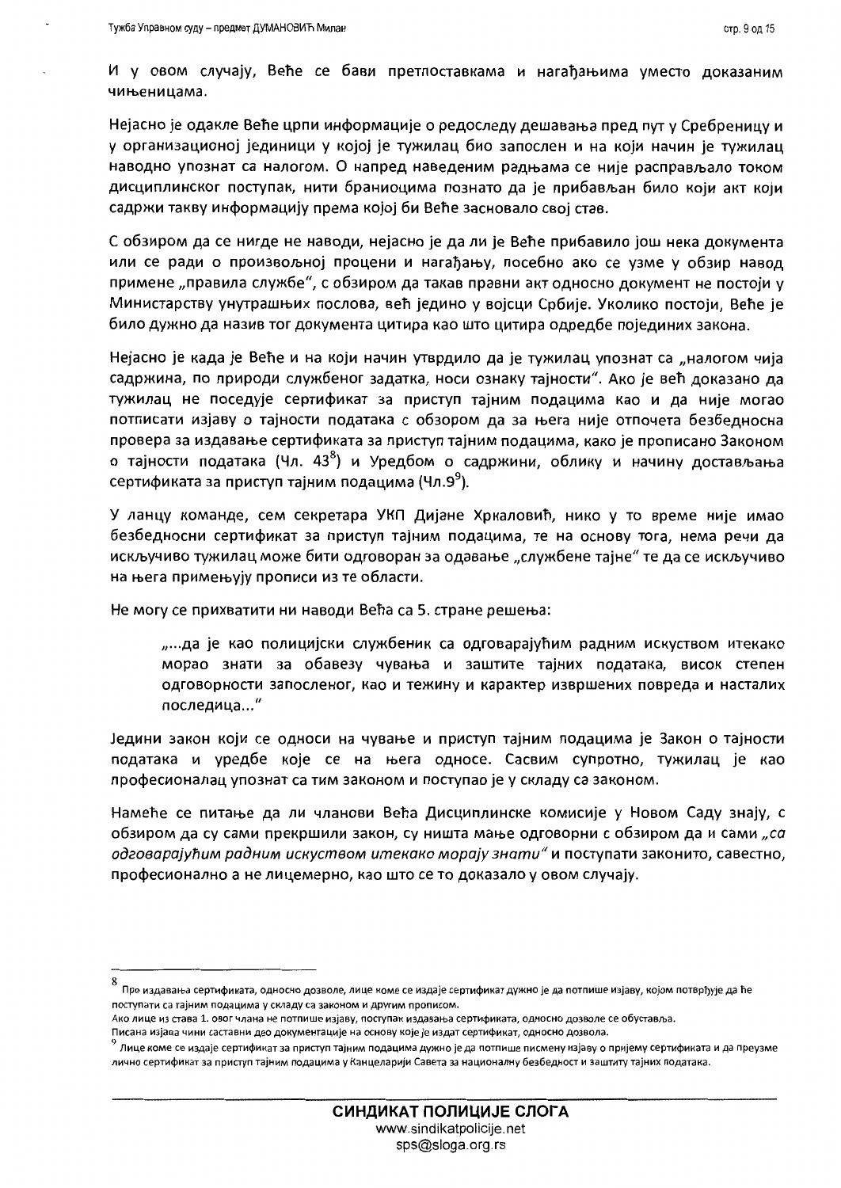И у овом случају, Веће се бави претпоставкама и нагађањима уместо доказаним чињеницама.

Нејасно је одакле Веће црпи информације о редоследу дешавања пред пут у Сребреницу и у организационој јединици у којој је тужилац био запослен и на који начин је тужилац наводно упознат са налогом. О напред наведеним радњама се није расправљало током дисциплинског поступак, нити браниоцима познато да је прибављан било који акт који садржи такву информацију према којој би Веће засновало свој став.

С обзиром да се нигде не наводи, нејасно је да ли је Веће прибавило још нека документа или се ради о произвољној процени и нагађању, посебно ако се узме у обзир навод примене „правила службе", с обзиром да такав правни акт односно документ не постоји у Министарству унутрашњих послова, већ једино у војсци Србије. Уколико постоји, Веће је било дужно да назив тог документа цитира као што цитира одредбе појединих закона.

Нејасно је када је Веће и на који начин утврдило да је тужилац упознат са „налогом чија садржина, по природи службеног задатка, носи ознаку тајности". Ако је већ доказано да тужилац не поседује сертификат за приступ тајним подацима као и да није могао потписати изјаву о тајности података с обзором да за њега није отпочета безбедносна провера за издавање сертификата за приступ тајним подацима, како је прописано Законом о тајности података (Чл. 43[8]) и Уредбом о садржини, облику и начину достављања сертификата за приступ тајним подацима (Чл.9[9]).

У ланцу команде, сем секретара УКП Дијане Хркаловић, нико у то време није имао безбедносни сертификат за приступ тајним подацима, те на основу тога, нема речи да искључиво тужилац може бити одговоран за одавање „службене тајне" те да се искључиво на њега примењују прописи из те области.

Не могу се прихватити ни наводи Већа са 5. стране решења:

> „...да је као полицијски службеник са одговарајућим радним искуством итекако морао знати за обавезу чувања и заштите тајних података, висок степен одговорности запосленог, као и тежину и карактер извршених повреда и насталих последица..."

Једини закон који се односи на чување и приступ тајним подацима је Закон о тајности података и уредбе које се на њега односе. Сасвим супротно, тужилац је као професионалац упознат са тим законом и поступао је у складу са законом.

Намеће се питање да ли чланови Већа Дисциплинске комисије у Новом Саду знају, с обзиром да су сами прекршили закон, су ништа мање одговорни с обзиром да и сами *„са одговарајућим радним искуством итекако морају знати"* и поступати законито, савесно, професионално а не лицемерно, као што се то доказало у овом случају.

---

[8] Пре издавања сертификата, односно дозволе, лице коме се издаје сертификат дужно је да потпише изјаву, којом потврђује да ће поступати са тајним подацима у складу са законом и другим прописом.
Ако лице из става 1. овог члана не потпише изјаву, поступак издавања сертификата, односно дозволе се обуставља.
Писана изјава чини саставни део документације на основу које је издат сертификат, односно дозвола.

[9] Лице коме се издаје сертификат за приступ тајним подацима дужно је да потпише писмену изјаву о пријему сертификата и да преузме лично сертификат за приступ тајним подацима у Канцеларији Савета за националну безбедност и заштиту тајних података.

**СИНДИКАТ ПОЛИЦИЈЕ СЛОГА**
www.sindikatpolicije.net
sps@sloga.org.rs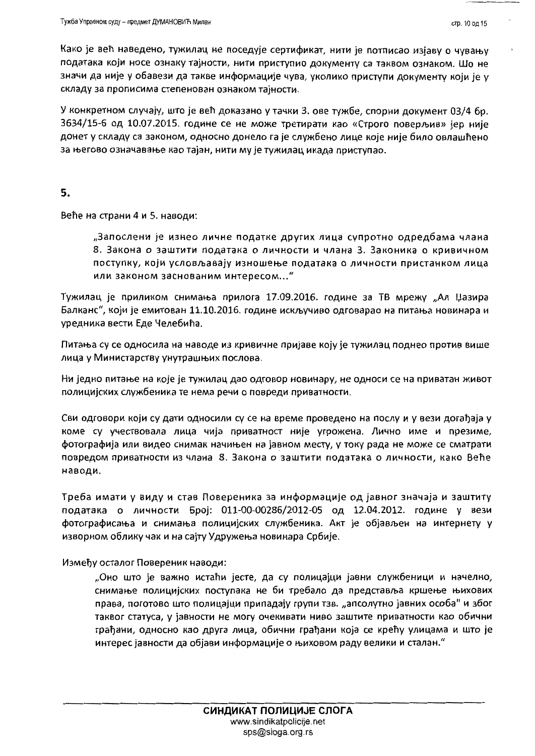Како је већ наведено, тужилац не поседује сертификат, нити је потписао изјаву о чувању података који носе ознаку тајности, нити приступио документу са таквом ознаком. Што не значи да није у обавези да такве информације чува, уколико приступи документу који је у складу за прописима степенован ознаком тајности.

У конкретном случају, што је већ доказано у тачки 3. ове тужбе, спорни документ 03/4 бр. 3634/15-6 од 10.07.2015. године се не може третирати као «Строго поверљив» јер није донет у складу са законом, односно донело га је службено лице које није било овлашћено за његово означавање као тајан, нити му је тужилац икада приступао.

**5.**

Веће на страни 4 и 5. наводи:

> „Запослени је изнео личне податке других лица супротно одредбама члана 8. Закона о заштити података о личности и члана 3. Законика о кривичном поступку, који условљавају изношење података о личности пристанком лица или законом заснованим интересом..."

Тужилац је приликом снимања прилога 17.09.2016. године за ТВ мрежу „Ал Џазира Балканс", који је емитован 11.10.2016. године искључиво одговарао на питања новинара и уредника вести Еде Челебића.

Питања су се односила на наводе из кривичне пријаве коју је тужилац поднео против више лица у Министарству унутрашњих послова.

Ни једно питање на које је тужилац дао одговор новинару, не односи се на приватан живот полицијских службеника те нема речи о повреди приватности.

Сви одговори који су дати односили су се на време проведено на послу и у вези догађаја у коме су учествовала лица чија приватност није угрожена. Лично име и презиме, фотографија или видео снимак начињен на јавном месту, у току рада не може се сматрати повредом приватности из члана 8. Закона о заштити података о личности, како Веће наводи.

Треба имати у виду и став Повереника за информације од јавног значаја и заштиту података о личности Број: 011-00-00286/2012-05 од 12.04.2012. године у вези фотографисања и снимања полицијских службеника. Акт је објављен на интернету у изворном облику чак и на сајту Удружења новинара Србије.

Између осталог Повереник наводи:

> „Оно што је важно истаћи јесте, да су полицајци јавни службеници и начелно, снимање полицијских поступака не би требало да представља кршење њихових права, поготово што полицајци припадају групи тзв. „апсолутно јавних особа" и због таквог статуса, у јавности не могу очекивати ниво заштите приватности као обични грађани, односно као друга лица, обични грађани која се крећу улицама и што је интерес јавности да објави информације о њиховом раду велики и сталан."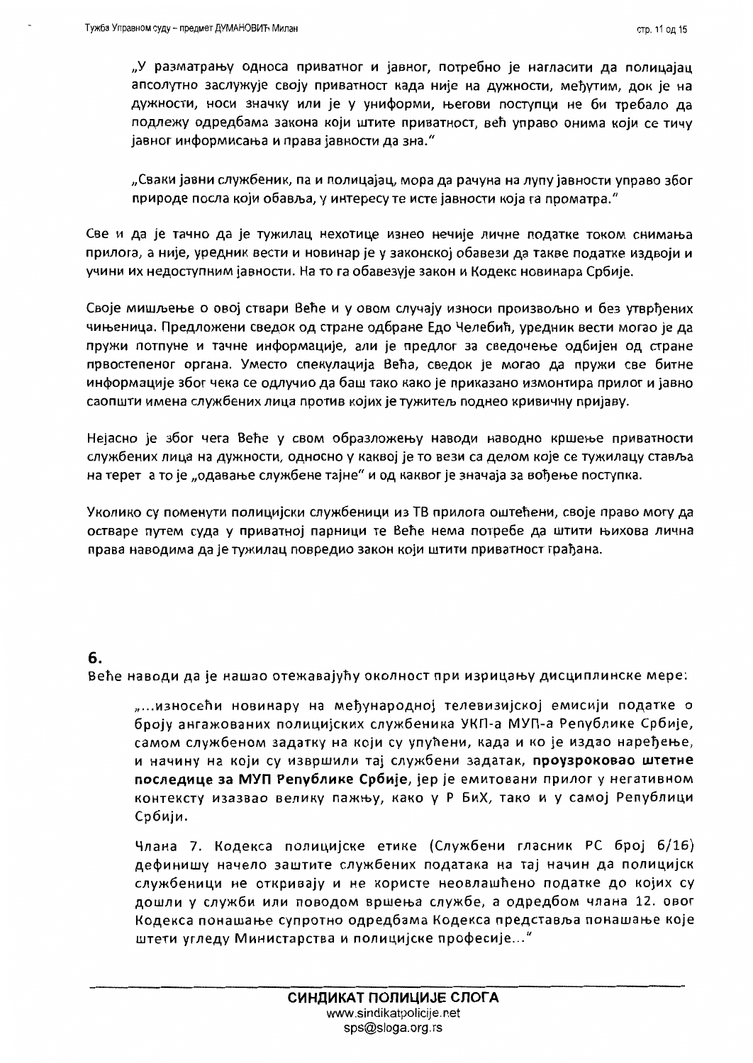> „У разматрању односа приватног и јавног, потребно је нагласити да полицајац апсолутно заслужује своју приватност када није на дужности, међутим, док је на дужности, носи значку или је у униформи, његови поступци не би требало да подлежу одредбама закона који штите приватност, већ управо онима који се тичу јавног информисања и права јавности да зна."
>
> „Сваки јавни службеник, па и полицајац, мора да рачуна на лупу јавности управо због природе посла који обавља, у интересу те исте јавности која га проматра."

Све и да је тачно да је тужилац нехотице изнео нечије личне податке током снимања прилога, а није, уредник вести и новинар је у законској обавези да такве податке издвоји и учини их недоступним јавности. На то га обавезује закон и Кодекс новинара Србије.

Своје мишљење о овој ствари Веће и у овом случају износи произвољно и без утврђених чињеница. Предложени сведок од стране одбране Едо Челебић, уредник вести могао је да пружи потпуне и тачне информације, али је предлог за сведочење одбијен од стране првостепеног органа. Уместо спекулација Већа, сведок је могао да пружи све битне информације због чека се одлучио да баш тако како је приказано измонтира прилог и јавно саопшти имена службених лица против којих је тужитељ поднео кривичну пријаву.

Нејасно је због чега Веће у свом образложењу наводи наводно кршење приватности службених лица на дужности, односно у каквој је то вези са делом које се тужилацу ставља на терет а то је „одавање службене тајне" и од каквог је значаја за вођење поступка.

Уколико су поменути полицијски службеници из ТВ прилога оштећени, своје право могу да остваре путем суда у приватној парници те Веће нема потребе да штити њихова лична права наводима да је тужилац повредио закон који штити приватност грађана.

**6.**

Веће наводи да је нашао отежавајућу околност при изрицању дисциплинске мере:

> „...износећи новинару на међународној телевизијској емисији податке о броју ангажованих полицијских службеника УКП-а МУП-а Републике Србије, самом службеном задатку на који су упућени, када и ко је издао наређење, и начину на који су извршили тај службени задатак, **проузроковао штетне последице за МУП Републике Србије**, јер је емитовани прилог у негативном контексту изазвао велику пажњу, како у Р БиХ, тако и у самој Републици Србији.
>
> Члана 7. Кодекса полицијске етике (Службени гласник РС број 6/16) дефинишу начело заштите службених података на тај начин да полицијск службеници не откривају и не користе неовлашћено податке до којих су дошли у служби или поводом вршења службе, а одредбом члана 12. овог Кодекса понашање супротно одредбама Кодекса представља понашање које штети угледу Министарства и полицијске професије..."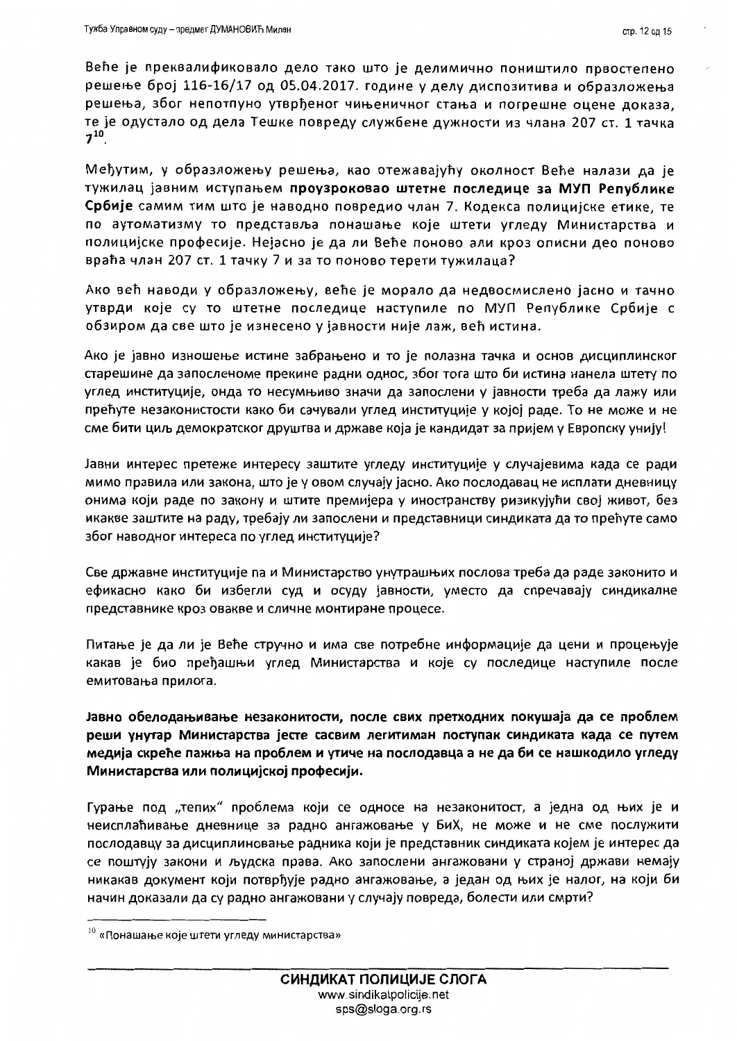Веће је преквалификовало дело тако што је делимично поништило првостепено решење број 116-16/17 од 05.04.2017. године у делу диспозитива и образложења решења, због непотпуно утврђеног чињеничног стања и погрешне оцене доказа, те је одустало од дела Тешке повреду службене дужности из члана 207 ст. 1 тачка 7[10].

Међутим, у образложењу решења, као отежавајућу околност Веће налази да је тужилац јавним иступањем **проузроковао штетне последице за МУП Републике Србије** самим тим што је наводно повредио члан 7. Кодекса полицијске етике, те по аутоматизму то представља понашање које штети угледу Министарства и полицијске професије. Нејасно је да ли Веће поново али кроз описни део поново враћа члан 207 ст. 1 тачку 7 и за то поново терети тужилаца?

Ако већ наводи у образложењу, веће је морало да недвосмислено јасно и тачно утврди које су то штетне последице наступиле по МУП Републике Србије с обзиром да све што је изнесено у јавности није лаж, већ истина.

Ако је јавно изношење истине забрањено и то је полазна тачка и основ дисциплинског старешине да запосленоме прекине радни однос, због тога што би истина нанела штету по углед институције, онда то несумњиво значи да запослени у јавности треба да лажу или прећуте незаконистости како би сачували углед институције у којој раде. То не може и не сме бити циљ демократског друштва и државе која је кандидат за пријем у Европску унију!

Јавни интерес претеже интересу заштите угледу институције у случајевима када се ради мимо правила или закона, што је у овом случају јасно. Ако послодавац не исплати дневницу онима који раде по закону и штите премијера у иностранству ризикујући свој живот, без икакве заштите на раду, требају ли запослени и представници синдиката да то прећуте само због наводног интереса по углед институције?

Све државне институције па и Министарство унутрашњих послова треба да раде законито и ефикасно како би избегли суд и осуду јавности, уместо да спречавају синдикалне представнике кроз овакве и сличне монтиране процесе.

Питање је да ли је Веће стручно и има све потребне информације да цени и процењује какав је био пређашњи углед Министарства и које су последице наступиле после емитовања прилога.

**Јавно обелодањивање незаконитости, после свих претходних покушаја да се проблем реши унутар Министарства јесте сасвим легитиман поступак синдиката када се путем медија скреће пажња на проблем и утиче на послодавца а не да би се нашкодило угледу Министарства или полицијској професији.**

Гурање под „тепих" проблема који се односе на незаконитост, а једна од њих је и неисплаћивање дневнице за радно ангажовање у БиХ, не може и не сме послужити послодавцу за дисциплиновање радника који је представник синдиката којем је интерес да се поштују закони и људска права. Ако запослени ангажовани у страној држави немају никакав документ који потврђује радно ангажовање, а један од њих је налог, на који би начин доказали да су радно ангажовани у случају повреда, болести или смрти?

[10] «Понашање које штети угледу министарства»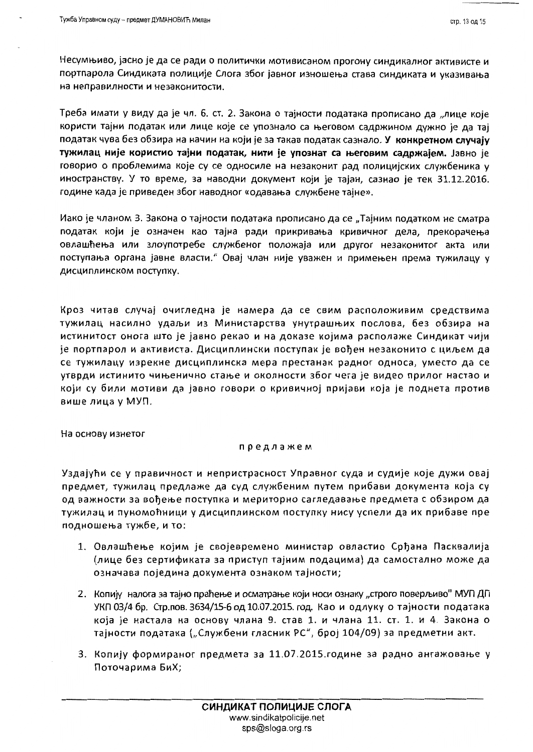Несумњиво, јасно је да се ради о политички мотивисаном прогону синдикалног активисте и портпарола Синдиката полиције Слога због јавног изношења става синдиката и указивања на неправилности и незаконитости.

Треба имати у виду да је чл. 6. ст. 2. Закона о тајности података прописано да „лице које користи тајни податак или лице које се упознало са његовом садржином дужно је да тај податак чува без обзира на начин на који је за такав податак сазнало. **У конкретном случају тужилац није користио тајни податак, нити је упознат са његовим садржајем.** Јавно је говорио о проблемима које су се односиле на незаконит рад полицијских службеника у иностранству. У то време, за наводни документ који је тајан, сазнао је тек 31.12.2016. године када је приведен због наводног «одавања службене тајне».

Иако је чланом 3. Закона о тајности података прописано да се „Тајним податком не сматра податак који је означен као тајна ради прикривања кривичног дела, прекорачења овлашћења или злоупотребе службеног положаја или другог незаконитог акта или поступања органа јавне власти." Овај члан није уважен и примењен према тужилацу у дисциплинском поступку.

Кроз читав случај очигледна је намера да се свим расположивим средствима тужилац насилно удаљи из Министарства унутрашњих послова, без обзира на истинитост онога што је јавно рекао и на доказе којима располаже Синдикат чији је портпарол и активиста. Дисциплински поступак је вођен незаконито с циљем да се тужилацу изрекне дисциплинска мера престанак радног односа, уместо да се утврди истинито чињенично стање и околности због чега је видео прилог настао и који су били мотиви да јавно говори о кривичној пријави која је поднета против више лица у МУП.

На основу изнетог

предлажем

Уздајући се у правичност и непристрасност Управног суда и судије које дужи овај предмет, тужилац предлаже да суд службеним путем прибави документа која су од важности за вођење поступка и мериторно сагледавање предмета с обзиром да тужилац и пуномоћници у дисциплинском поступку нису успели да их прибаве пре подношења тужбе, и то:

1. Овлашћење којим је својевремено министар овластио Срђана Пасквалија (лице без сертификата за приступ тајним подацима) да самостално може да означава поједина документа ознаком тајности;
2. Копију налога за тајно праћење и осматрање који носи ознаку „строго поверљиво" МУП ДП УКП 03/4 бр. Стр.пов. 3634/15-6 од 10.07.2015. год. Као и одлуку о тајности података која је настала на основу члана 9. став 1. и члана 11. ст. 1. и 4. Закона о тајности података („Службени гласник РС", број 104/09) за предметни акт.
3. Копију формираног предмета за 11.07.2015.године за радно ангажовање у Поточарима БиХ;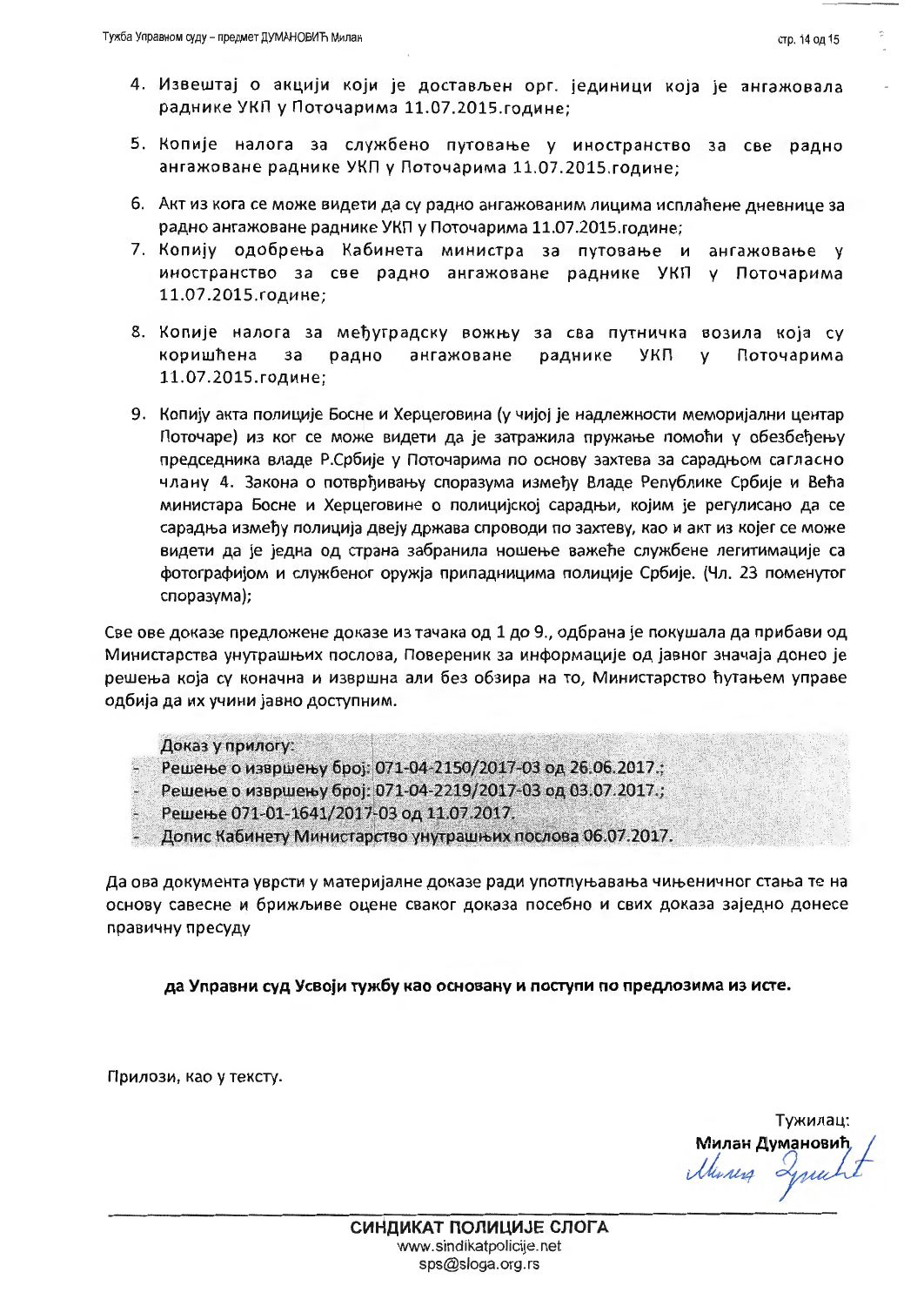4. Извештај о акцији који је достављен орг. јединици која је ангажовала раднике УКП у Поточарима 11.07.2015.године;

5. Копије налога за службено путовање у иностранство за све радно ангажоване раднике УКП у Поточарима 11.07.2015.године;

6. Акт из кога се може видети да су радно ангажованим лицима исплаћене дневнице за радно ангажоване раднике УКП у Поточарима 11.07.2015.године;

7. Копију одобрења Кабинета министра за путовање и ангажовање у иностранство за све радно ангажоване раднике УКП у Поточарима 11.07.2015.године;

8. Копије налога за међуградску вожњу за сва путничка возила која су коришћена за радно ангажоване раднике УКП у Поточарима 11.07.2015.године;

9. Копију акта полиције Босне и Херцеговина (у чијој је надлежности меморијални центар Поточаре) из ког се може видети да је затражила пружање помоћи у обезбеђењу председника владе Р.Србије у Поточарима по основу захтева за сарадњом сагласно члану 4. Закона о потврђивању споразума између Владе Републике Србије и Већа министара Босне и Херцеговине о полицијској сарадњи, којим је регулисано да се сарадња између полиција двеју држава спроводи по захтеву, као и акт из којег се може видети да је једна од страна забранила ношење важеће службене легитимације са фотографијом и службеног оружја припадницима полиције Србије. (Чл. 23 поменутог споразума);

Све ове доказе предложене доказе из тачака од 1 до 9., одбрана је покушала да прибави од Министарства унутрашњих послова, Повереник за информације од јавног значаја донео је решења која су коначна и извршна али без обзира на то, Министарство ћутањем управе одбија да их учини јавно доступним.

Доказ у прилогу:
- Решење о извршењу број: 071-04-2150/2017-03 од 26.06.2017.;
- Решење о извршењу број: 071-04-2219/2017-03 од 03.07.2017.;
- Решење 071-01-1641/2017-03 од 11.07.2017.
- Допис Кабинету Министарство унутрашњих послова 06.07.2017.

Да ова документа уврсти у материјалне доказе ради употпуњавања чињеничног стања те на основу савесне и брижљиве оцене сваког доказа посебно и свих доказа заједно донесе правичну пресуду

**да Управни суд Усвоји тужбу као основану и поступи по предлозима из исте.**

Прилози, као у тексту.

Тужилац:
**Милан Думановић**